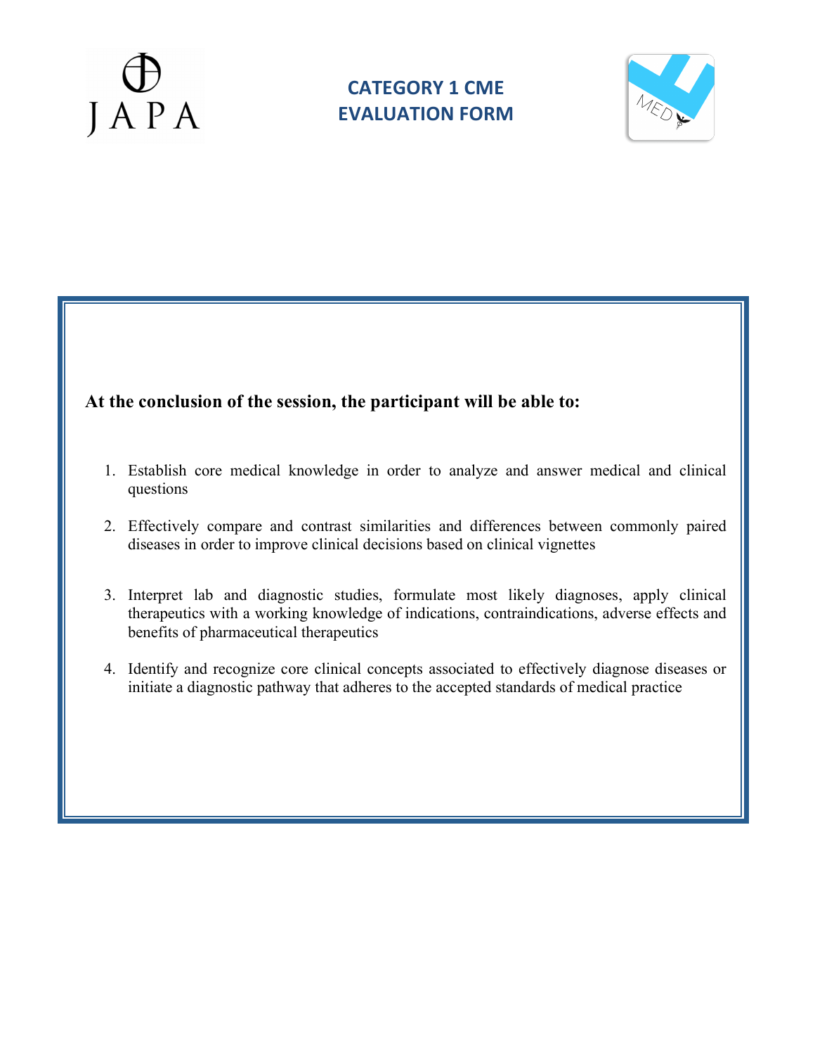JAPA

# CATEGORY 1 CME EVALUATION FORM

MED

**At the conclusion of the session, the participant will be able to:**

1. Establish core medical knowledge in order to analyze and answer medical and clinical questions

2. Effectively compare and contrast similarities and differences between commonly paired diseases in order to improve clinical decisions based on clinical vignettes

3. Interpret lab and diagnostic studies, formulate most likely diagnoses, apply clinical therapeutics with a working knowledge of indications, contraindications, adverse effects and benefits of pharmaceutical therapeutics

4. Identify and recognize core clinical concepts associated to effectively diagnose diseases or initiate a diagnostic pathway that adheres to the accepted standards of medical practice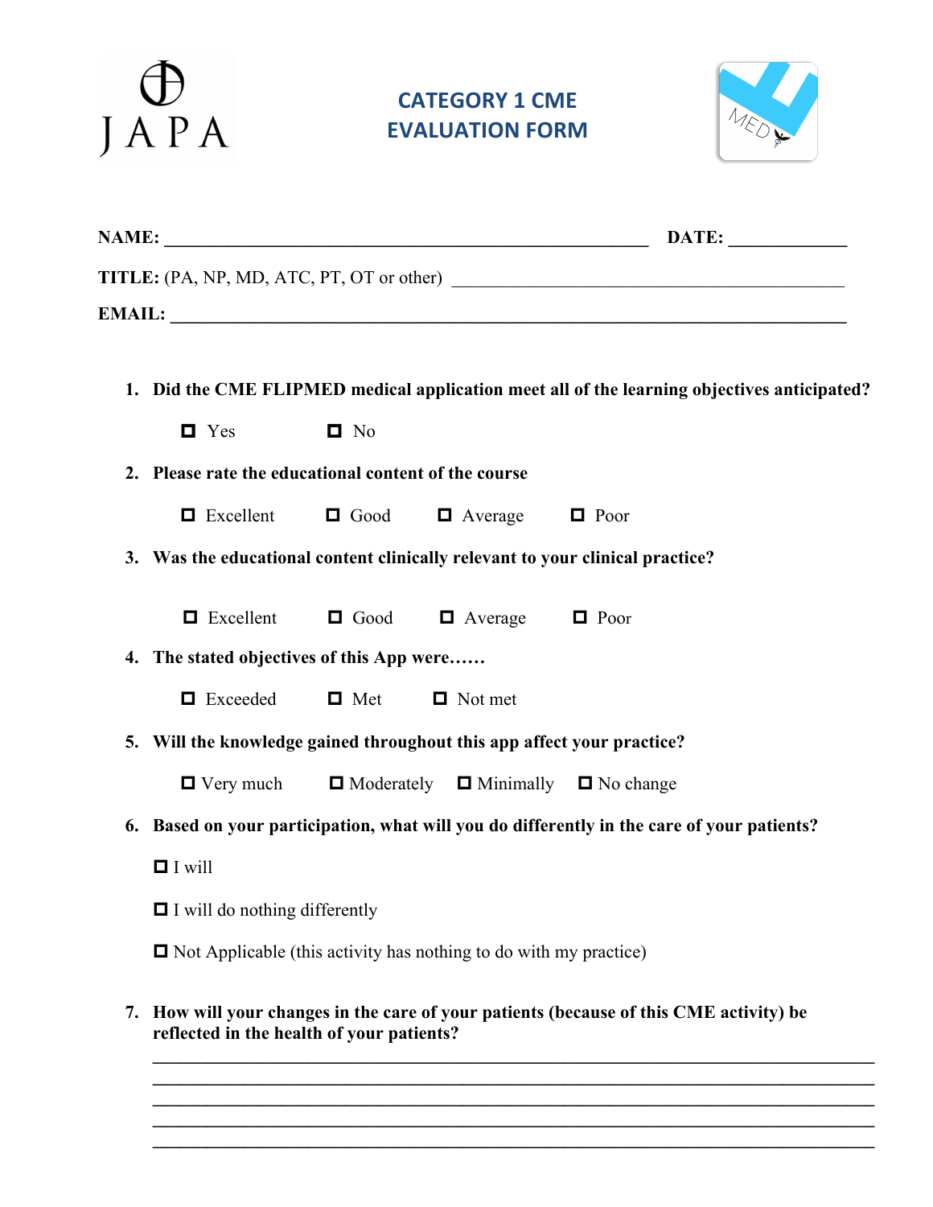# CATEGORY 1 CME EVALUATION FORM

**NAME:** ______________________________________________________ **DATE:** ____________

**TITLE:** (PA, NP, MD, ATC, PT, OT or other) ____________________________________________

**EMAIL:** ____________________________________________________________________________

1. **Did the CME FLIPMED medical application meet all of the learning objectives anticipated?**

   ☐ Yes ☐ No

2. **Please rate the educational content of the course**

   ☐ Excellent ☐ Good ☐ Average ☐ Poor

3. **Was the educational content clinically relevant to your clinical practice?**

   ☐ Excellent ☐ Good ☐ Average ☐ Poor

4. **The stated objectives of this App were……**

   ☐ Exceeded ☐ Met ☐ Not met

5. **Will the knowledge gained throughout this app affect your practice?**

   ☐ Very much ☐ Moderately ☐ Minimally ☐ No change

6. **Based on your participation, what will you do differently in the care of your patients?**

   ☐ I will

   ☐ I will do nothing differently

   ☐ Not Applicable (this activity has nothing to do with my practice)

7. **How will your changes in the care of your patients (because of this CME activity) be reflected in the health of your patients?**

   ________________________________________________________________________________
   ________________________________________________________________________________
   ________________________________________________________________________________
   ________________________________________________________________________________
   ________________________________________________________________________________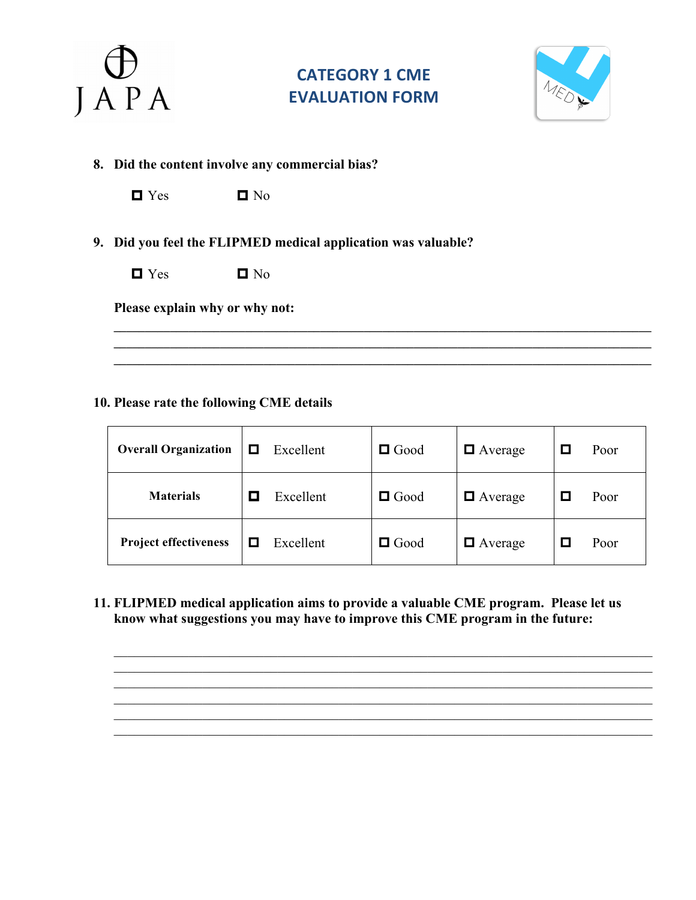# CATEGORY 1 CME EVALUATION FORM

8. **Did the content involve any commercial bias?**

   ☐ Yes ☐ No

9. **Did you feel the FLIPMED medical application was valuable?**

   ☐ Yes ☐ No

   **Please explain why or why not:**

   ______________________________________________________________________________
   ______________________________________________________________________________
   ______________________________________________________________________________

10. **Please rate the following CME details**

| | | | | |
|---|---|---|---|---|
| **Overall Organization** | ☐ Excellent | ☐ Good | ☐ Average | ☐ Poor |
| **Materials** | ☐ Excellent | ☐ Good | ☐ Average | ☐ Poor |
| **Project effectiveness** | ☐ Excellent | ☐ Good | ☐ Average | ☐ Poor |

11. **FLIPMED medical application aims to provide a valuable CME program. Please let us know what suggestions you may have to improve this CME program in the future:**

    ______________________________________________________________________________
    ______________________________________________________________________________
    ______________________________________________________________________________
    ______________________________________________________________________________
    ______________________________________________________________________________
    ______________________________________________________________________________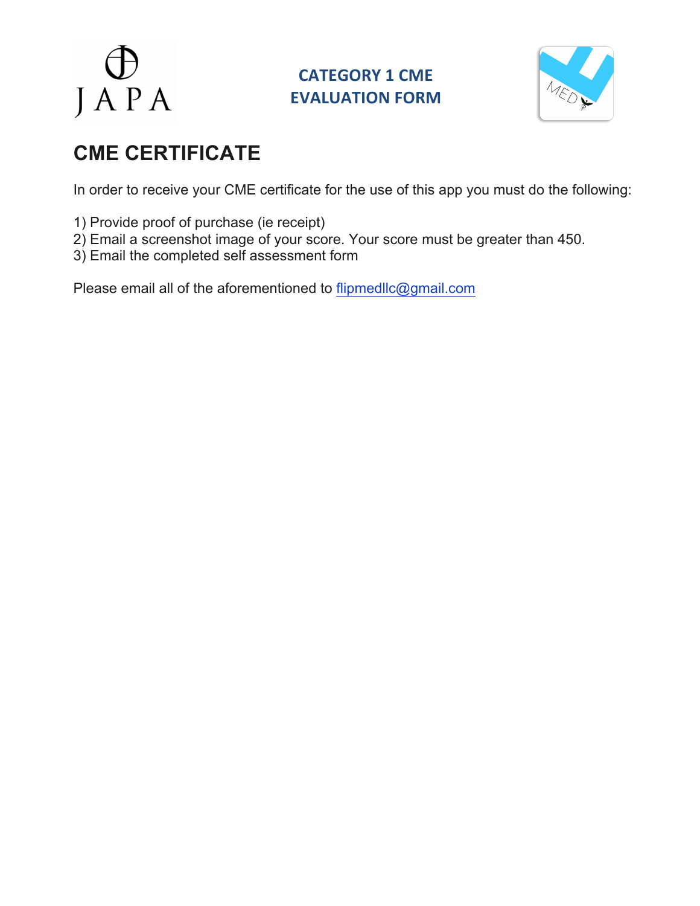JAPA

**CATEGORY 1 CME**
**EVALUATION FORM**

# CME CERTIFICATE

In order to receive your CME certificate for the use of this app you must do the following:

1) Provide proof of purchase (ie receipt)
2) Email a screenshot image of your score. Your score must be greater than 450.
3) Email the completed self assessment form

Please email all of the aforementioned to flipmedllc@gmail.com